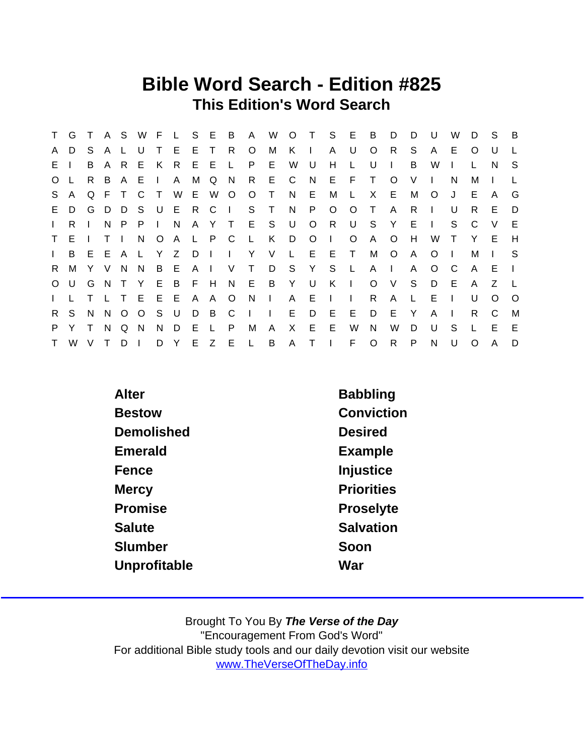# Bible Word Search - Edition #825

## This Edition's Word Search

```
T G T A S W F L S E B A W O T S E B D D U W D S B
A D S A L U T E E T R O M K I A U O R S A E O U L
E I B A R E K R E E L P E W U H L U I B W I L N S
O L R B A E I A M Q N R E C N E F T O V I N M I L
S A Q F T C T W E W O O T N E M L X E M O J E A G
E D G D D S U E R C I S T N P O O T A R I U R E D
I R I N P P I N A Y T E S U O R U S Y E I S C V E
T E I T I N O A L P C L K D O I O A O H W T Y E H
I B E E A L Y Z D I I Y V L E E T M O A O I M I S
R M Y V N N B E A I V T D S Y S L A I A O C A E I
O U G N T Y E B F H N E B Y U K I O V S D E A Z L
I L T L T E E E A A O N I A E I I R A L E I U O O
R S N N O O S U D B C I I E D E E D E Y A I R C M
P Y T N Q N N D E L P M A X E E W N W D U S L E E
T W V T D I D Y E Z E L B A T I F O R P N U O A D
```

| | |
|---|---|
| **Alter** | **Babbling** |
| **Bestow** | **Conviction** |
| **Demolished** | **Desired** |
| **Emerald** | **Example** |
| **Fence** | **Injustice** |
| **Mercy** | **Priorities** |
| **Promise** | **Proselyte** |
| **Salute** | **Salvation** |
| **Slumber** | **Soon** |
| **Unprofitable** | **War** |

Brought To You By ***The Verse of the Day***
"Encouragement From God's Word"
For additional Bible study tools and our daily devotion visit our website
[www.TheVerseOfTheDay.info](http://www.TheVerseOfTheDay.info)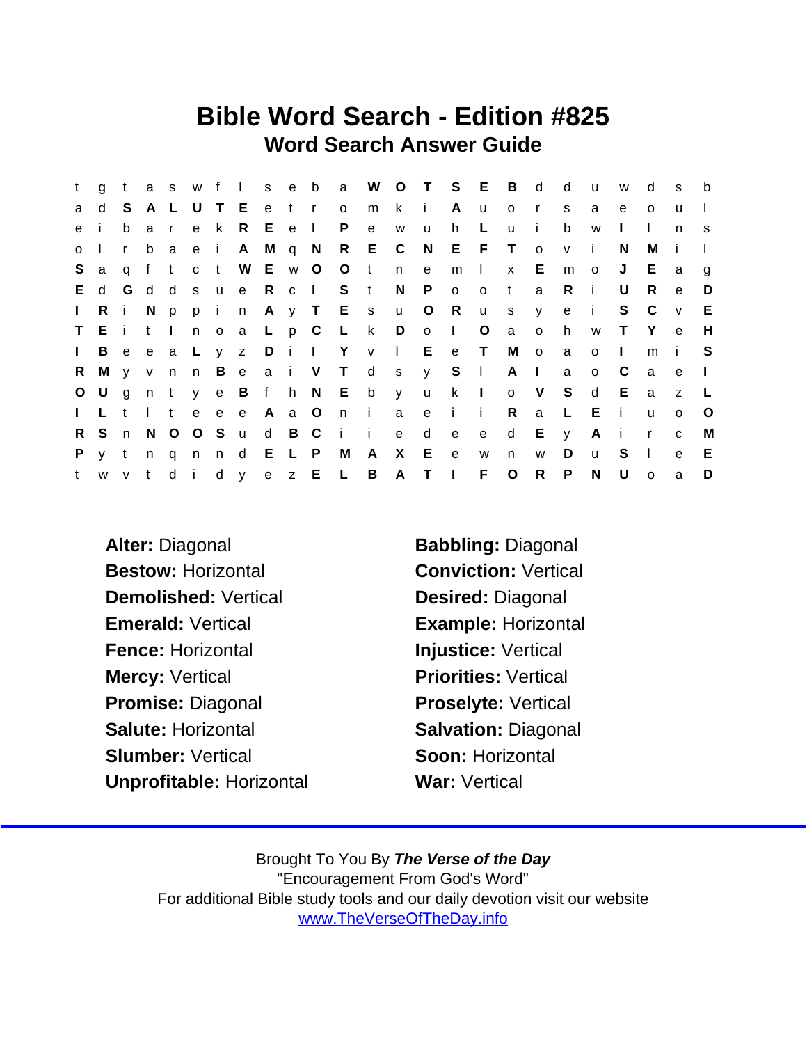# Bible Word Search - Edition #825

## Word Search Answer Guide

```
t g t a s w f l s e b a W O T S E B d d u w d s b
a d S A L U T E e t r o m k i A u o r s a e o u l
e i b a r e k R E e l P e w u h L u i b w I l n s
o l r b a e i A M q N R E C N E F T o v i N M i l
S a q f t c t W E w O O t n e m l x E m o J E a g
E d G d d s u e R c I S t N P o o t a R i U R e D
I R i N p p i n A y T E s u O R u s y e i S C v E
T E i t I n o a L p C L k D o I O a o h w T Y e H
I B e e a L y z D i I Y v l E e T M o a o I m i S
R M y v n n B e a i V T d s y S l A I a o C a e I
O U g n t y e B f h N E b y u k I o V S d E a z L
I L t l t e e e A a O n i a e i i R a L E i u o O
R S n N O O S u d B C i i e d e e d E y A i r c M
P y t n q n n d E L P M A X E e w n w D u S l e E
t w v t d i d y e z E L B A T I F O R P N U o a D
```

**Alter:** Diagonal
**Babbling:** Diagonal
**Bestow:** Horizontal
**Conviction:** Vertical
**Demolished:** Vertical
**Desired:** Diagonal
**Emerald:** Vertical
**Example:** Horizontal
**Fence:** Horizontal
**Injustice:** Vertical
**Mercy:** Vertical
**Priorities:** Vertical
**Promise:** Diagonal
**Proselyte:** Vertical
**Salute:** Horizontal
**Salvation:** Diagonal
**Slumber:** Vertical
**Soon:** Horizontal
**Unprofitable:** Horizontal
**War:** Vertical

Brought To You By ***The Verse of the Day***
"Encouragement From God's Word"
For additional Bible study tools and our daily devotion visit our website
www.TheVerseOfTheDay.info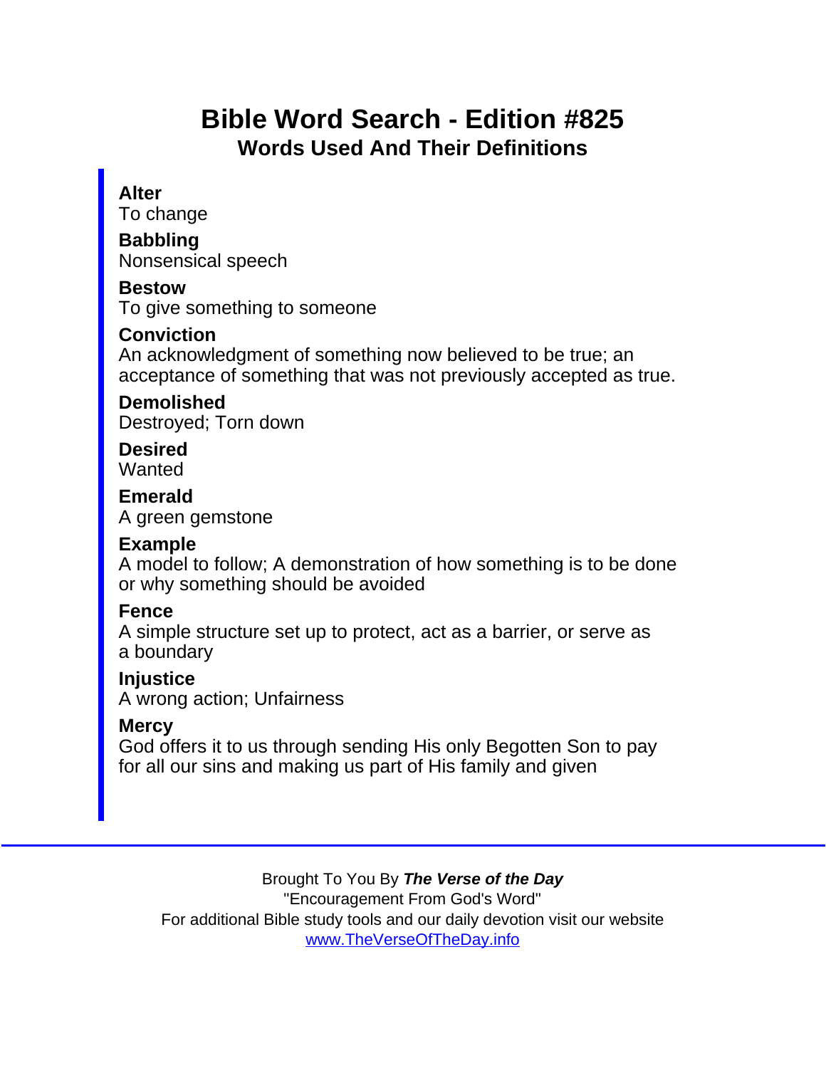# Bible Word Search - Edition #825

## Words Used And Their Definitions

**Alter**
To change

**Babbling**
Nonsensical speech

**Bestow**
To give something to someone

**Conviction**
An acknowledgment of something now believed to be true; an acceptance of something that was not previously accepted as true.

**Demolished**
Destroyed; Torn down

**Desired**
Wanted

**Emerald**
A green gemstone

**Example**
A model to follow; A demonstration of how something is to be done or why something should be avoided

**Fence**
A simple structure set up to protect, act as a barrier, or serve as a boundary

**Injustice**
A wrong action; Unfairness

**Mercy**
God offers it to us through sending His only Begotten Son to pay for all our sins and making us part of His family and given

---

Brought To You By ***The Verse of the Day***
"Encouragement From God's Word"
For additional Bible study tools and our daily devotion visit our website
[www.TheVerseOfTheDay.info](http://www.TheVerseOfTheDay.info)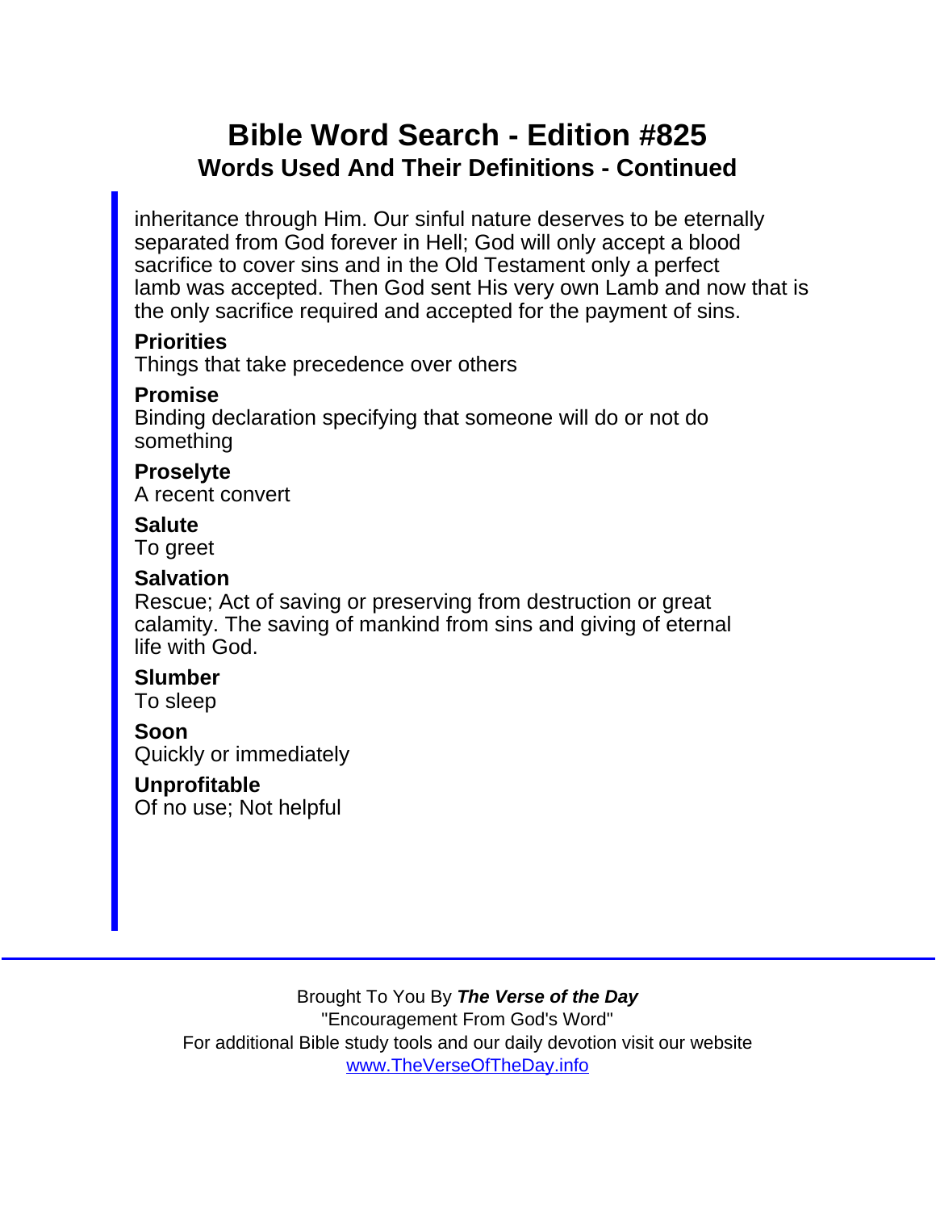# Bible Word Search - Edition #825

## Words Used And Their Definitions - Continued

inheritance through Him. Our sinful nature deserves to be eternally separated from God forever in Hell; God will only accept a blood sacrifice to cover sins and in the Old Testament only a perfect lamb was accepted. Then God sent His very own Lamb and now that is the only sacrifice required and accepted for the payment of sins.

**Priorities**
Things that take precedence over others

**Promise**
Binding declaration specifying that someone will do or not do something

**Proselyte**
A recent convert

**Salute**
To greet

**Salvation**
Rescue; Act of saving or preserving from destruction or great calamity. The saving of mankind from sins and giving of eternal life with God.

**Slumber**
To sleep

**Soon**
Quickly or immediately

**Unprofitable**
Of no use; Not helpful

---

Brought To You By ***The Verse of the Day***
"Encouragement From God's Word"
For additional Bible study tools and our daily devotion visit our website
www.TheVerseOfTheDay.info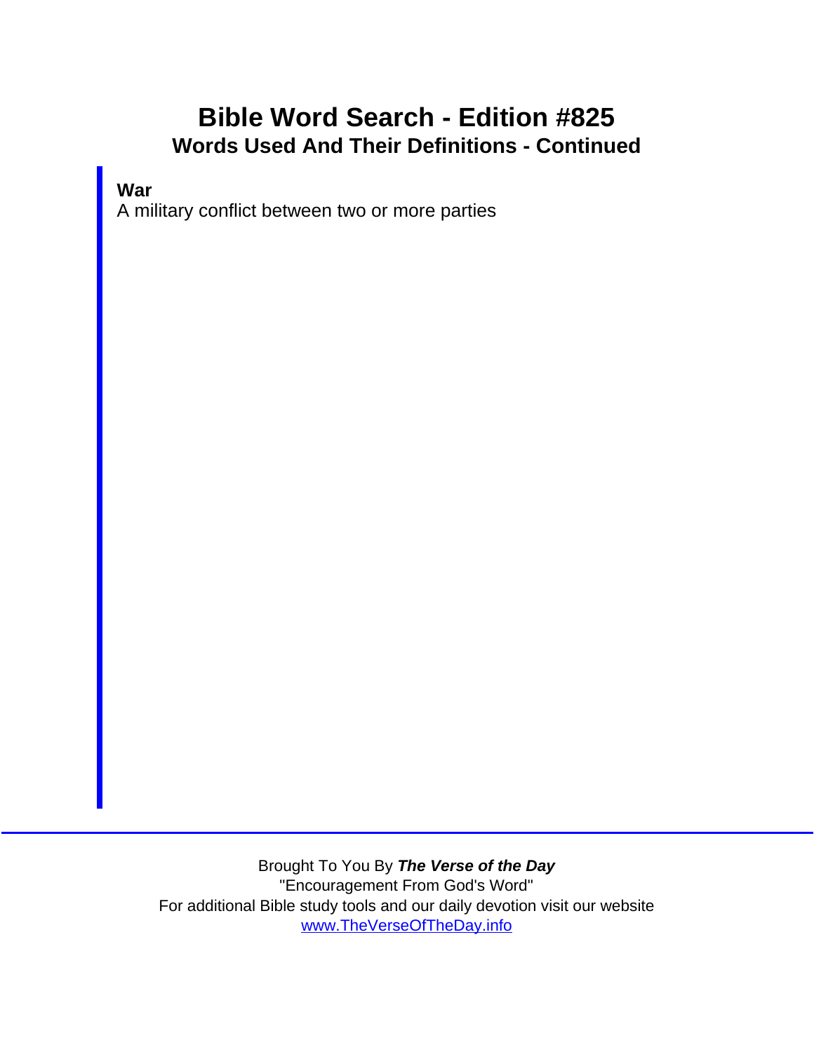# Bible Word Search - Edition #825

## Words Used And Their Definitions - Continued

**War**
A military conflict between two or more parties

Brought To You By ***The Verse of the Day***
"Encouragement From God's Word"
For additional Bible study tools and our daily devotion visit our website
www.TheVerseOfTheDay.info